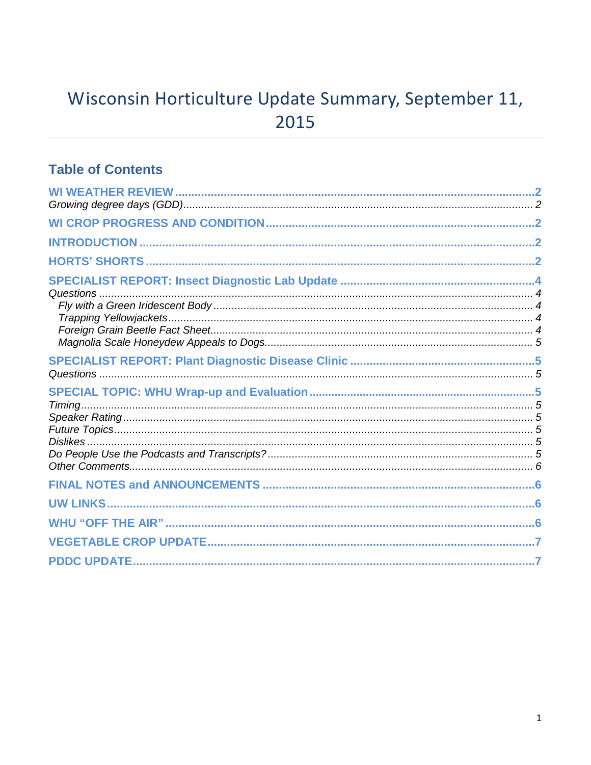# Wisconsin Horticulture Update Summary, September 11, 2015

## Table of Contents

WI WEATHER REVIEW ........ 2
*Growing degree days (GDD) ........ 2*

WI CROP PROGRESS AND CONDITION ........ 2

INTRODUCTION ........ 2

HORTS' SHORTS ........ 2

SPECIALIST REPORT: Insect Diagnostic Lab Update ........ 4
*Questions ........ 4*
- *Fly with a Green Iridescent Body ........ 4*
- *Trapping Yellowjackets ........ 4*
- *Foreign Grain Beetle Fact Sheet ........ 4*
- *Magnolia Scale Honeydew Appeals to Dogs ........ 5*

SPECIALIST REPORT: Plant Diagnostic Disease Clinic ........ 5
*Questions ........ 5*

SPECIAL TOPIC: WHU Wrap-up and Evaluation ........ 5
*Timing ........ 5*
*Speaker Rating ........ 5*
*Future Topics ........ 5*
*Dislikes ........ 5*
*Do People Use the Podcasts and Transcripts? ........ 5*
*Other Comments ........ 6*

FINAL NOTES and ANNOUNCEMENTS ........ 6

UW LINKS ........ 6

WHU "OFF THE AIR" ........ 6

VEGETABLE CROP UPDATE ........ 7

PDDC UPDATE ........ 7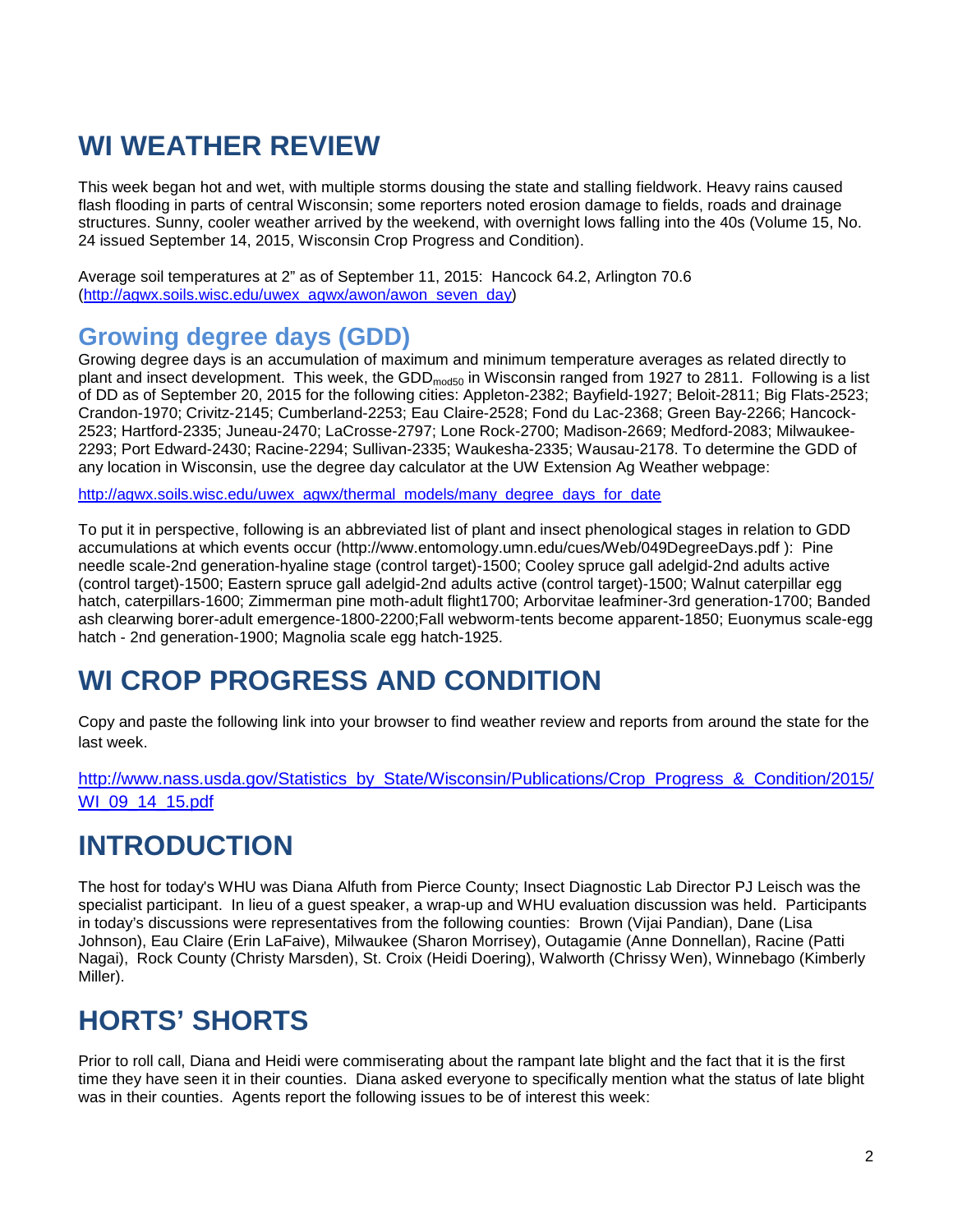# WI WEATHER REVIEW

This week began hot and wet, with multiple storms dousing the state and stalling fieldwork. Heavy rains caused flash flooding in parts of central Wisconsin; some reporters noted erosion damage to fields, roads and drainage structures. Sunny, cooler weather arrived by the weekend, with overnight lows falling into the 40s (Volume 15, No. 24 issued September 14, 2015, Wisconsin Crop Progress and Condition).

Average soil temperatures at 2" as of September 11, 2015: Hancock 64.2, Arlington 70.6 (http://agwx.soils.wisc.edu/uwex_agwx/awon/awon_seven_day)

## Growing degree days (GDD)

Growing degree days is an accumulation of maximum and minimum temperature averages as related directly to plant and insect development. This week, the $GDD_{mod50}$ in Wisconsin ranged from 1927 to 2811. Following is a list of DD as of September 20, 2015 for the following cities: Appleton-2382; Bayfield-1927; Beloit-2811; Big Flats-2523; Crandon-1970; Crivitz-2145; Cumberland-2253; Eau Claire-2528; Fond du Lac-2368; Green Bay-2266; Hancock-2523; Hartford-2335; Juneau-2470; LaCrosse-2797; Lone Rock-2700; Madison-2669; Medford-2083; Milwaukee-2293; Port Edward-2430; Racine-2294; Sullivan-2335; Waukesha-2335; Wausau-2178. To determine the GDD of any location in Wisconsin, use the degree day calculator at the UW Extension Ag Weather webpage:

http://agwx.soils.wisc.edu/uwex_agwx/thermal_models/many_degree_days_for_date

To put it in perspective, following is an abbreviated list of plant and insect phenological stages in relation to GDD accumulations at which events occur (http://www.entomology.umn.edu/cues/Web/049DegreeDays.pdf ): Pine needle scale-2nd generation-hyaline stage (control target)-1500; Cooley spruce gall adelgid-2nd adults active (control target)-1500; Eastern spruce gall adelgid-2nd adults active (control target)-1500; Walnut caterpillar egg hatch, caterpillars-1600; Zimmerman pine moth-adult flight1700; Arborvitae leafminer-3rd generation-1700; Banded ash clearwing borer-adult emergence-1800-2200;Fall webworm-tents become apparent-1850; Euonymus scale-egg hatch - 2nd generation-1900; Magnolia scale egg hatch-1925.

# WI CROP PROGRESS AND CONDITION

Copy and paste the following link into your browser to find weather review and reports from around the state for the last week.

http://www.nass.usda.gov/Statistics_by_State/Wisconsin/Publications/Crop_Progress_&_Condition/2015/WI_09_14_15.pdf

# INTRODUCTION

The host for today's WHU was Diana Alfuth from Pierce County; Insect Diagnostic Lab Director PJ Leisch was the specialist participant. In lieu of a guest speaker, a wrap-up and WHU evaluation discussion was held. Participants in today's discussions were representatives from the following counties: Brown (Vijai Pandian), Dane (Lisa Johnson), Eau Claire (Erin LaFaive), Milwaukee (Sharon Morrisey), Outagamie (Anne Donnellan), Racine (Patti Nagai), Rock County (Christy Marsden), St. Croix (Heidi Doering), Walworth (Chrissy Wen), Winnebago (Kimberly Miller).

# HORTS' SHORTS

Prior to roll call, Diana and Heidi were commiserating about the rampant late blight and the fact that it is the first time they have seen it in their counties. Diana asked everyone to specifically mention what the status of late blight was in their counties. Agents report the following issues to be of interest this week: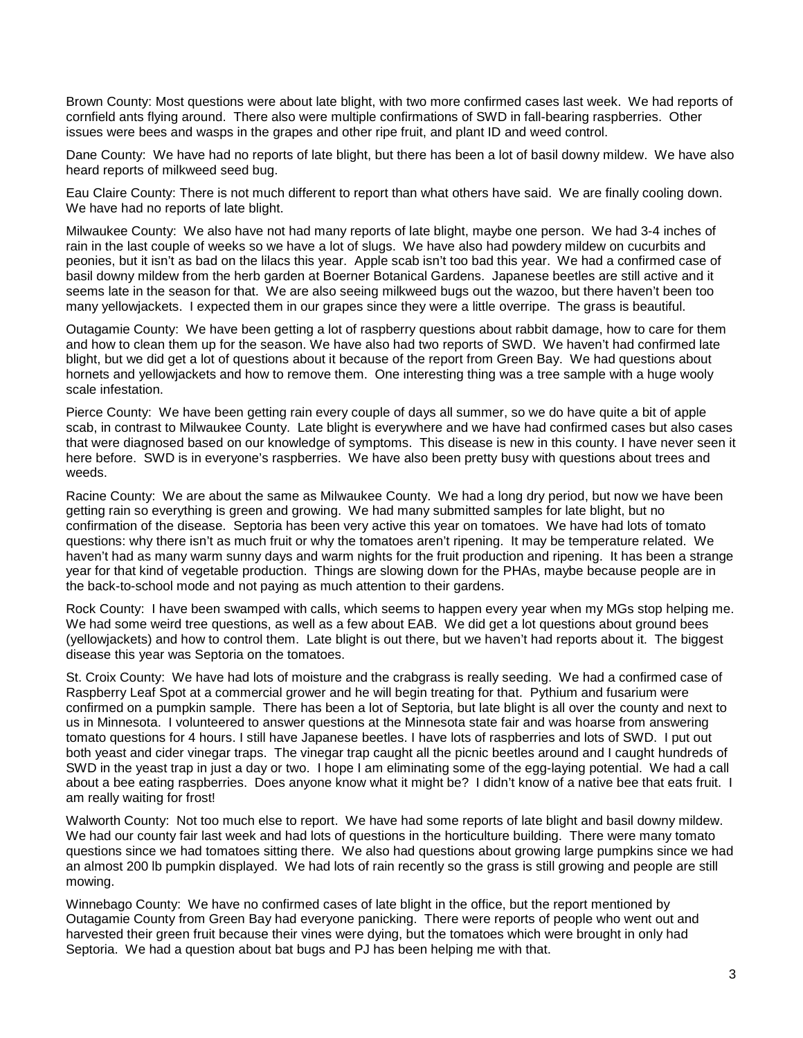Brown County: Most questions were about late blight, with two more confirmed cases last week. We had reports of cornfield ants flying around. There also were multiple confirmations of SWD in fall-bearing raspberries. Other issues were bees and wasps in the grapes and other ripe fruit, and plant ID and weed control.

Dane County: We have had no reports of late blight, but there has been a lot of basil downy mildew. We have also heard reports of milkweed seed bug.

Eau Claire County: There is not much different to report than what others have said. We are finally cooling down. We have had no reports of late blight.

Milwaukee County: We also have not had many reports of late blight, maybe one person. We had 3-4 inches of rain in the last couple of weeks so we have a lot of slugs. We have also had powdery mildew on cucurbits and peonies, but it isn't as bad on the lilacs this year. Apple scab isn't too bad this year. We had a confirmed case of basil downy mildew from the herb garden at Boerner Botanical Gardens. Japanese beetles are still active and it seems late in the season for that. We are also seeing milkweed bugs out the wazoo, but there haven't been too many yellowjackets. I expected them in our grapes since they were a little overripe. The grass is beautiful.

Outagamie County: We have been getting a lot of raspberry questions about rabbit damage, how to care for them and how to clean them up for the season. We have also had two reports of SWD. We haven't had confirmed late blight, but we did get a lot of questions about it because of the report from Green Bay. We had questions about hornets and yellowjackets and how to remove them. One interesting thing was a tree sample with a huge wooly scale infestation.

Pierce County: We have been getting rain every couple of days all summer, so we do have quite a bit of apple scab, in contrast to Milwaukee County. Late blight is everywhere and we have had confirmed cases but also cases that were diagnosed based on our knowledge of symptoms. This disease is new in this county. I have never seen it here before. SWD is in everyone's raspberries. We have also been pretty busy with questions about trees and weeds.

Racine County: We are about the same as Milwaukee County. We had a long dry period, but now we have been getting rain so everything is green and growing. We had many submitted samples for late blight, but no confirmation of the disease. Septoria has been very active this year on tomatoes. We have had lots of tomato questions: why there isn't as much fruit or why the tomatoes aren't ripening. It may be temperature related. We haven't had as many warm sunny days and warm nights for the fruit production and ripening. It has been a strange year for that kind of vegetable production. Things are slowing down for the PHAs, maybe because people are in the back-to-school mode and not paying as much attention to their gardens.

Rock County: I have been swamped with calls, which seems to happen every year when my MGs stop helping me. We had some weird tree questions, as well as a few about EAB. We did get a lot questions about ground bees (yellowjackets) and how to control them. Late blight is out there, but we haven't had reports about it. The biggest disease this year was Septoria on the tomatoes.

St. Croix County: We have had lots of moisture and the crabgrass is really seeding. We had a confirmed case of Raspberry Leaf Spot at a commercial grower and he will begin treating for that. Pythium and fusarium were confirmed on a pumpkin sample. There has been a lot of Septoria, but late blight is all over the county and next to us in Minnesota. I volunteered to answer questions at the Minnesota state fair and was hoarse from answering tomato questions for 4 hours. I still have Japanese beetles. I have lots of raspberries and lots of SWD. I put out both yeast and cider vinegar traps. The vinegar trap caught all the picnic beetles around and I caught hundreds of SWD in the yeast trap in just a day or two. I hope I am eliminating some of the egg-laying potential. We had a call about a bee eating raspberries. Does anyone know what it might be? I didn't know of a native bee that eats fruit. I am really waiting for frost!

Walworth County: Not too much else to report. We have had some reports of late blight and basil downy mildew. We had our county fair last week and had lots of questions in the horticulture building. There were many tomato questions since we had tomatoes sitting there. We also had questions about growing large pumpkins since we had an almost 200 lb pumpkin displayed. We had lots of rain recently so the grass is still growing and people are still mowing.

Winnebago County: We have no confirmed cases of late blight in the office, but the report mentioned by Outagamie County from Green Bay had everyone panicking. There were reports of people who went out and harvested their green fruit because their vines were dying, but the tomatoes which were brought in only had Septoria. We had a question about bat bugs and PJ has been helping me with that.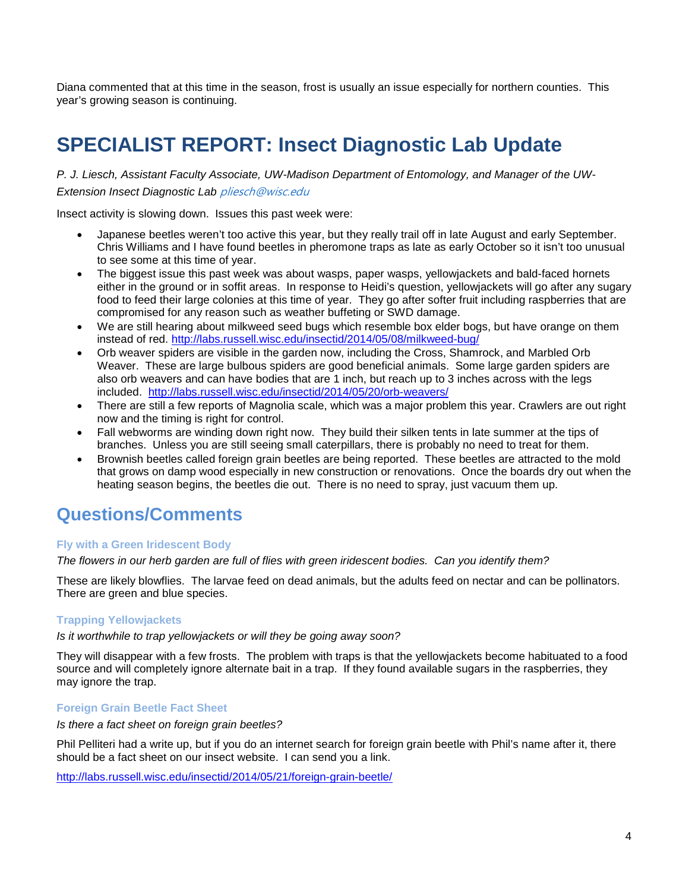Diana commented that at this time in the season, frost is usually an issue especially for northern counties. This year's growing season is continuing.

# SPECIALIST REPORT: Insect Diagnostic Lab Update

*P. J. Liesch, Assistant Faculty Associate, UW-Madison Department of Entomology, and Manager of the UW-Extension Insect Diagnostic Lab* pliesch@wisc.edu

Insect activity is slowing down. Issues this past week were:

- Japanese beetles weren't too active this year, but they really trail off in late August and early September. Chris Williams and I have found beetles in pheromone traps as late as early October so it isn't too unusual to see some at this time of year.
- The biggest issue this past week was about wasps, paper wasps, yellowjackets and bald-faced hornets either in the ground or in soffit areas. In response to Heidi's question, yellowjackets will go after any sugary food to feed their large colonies at this time of year. They go after softer fruit including raspberries that are compromised for any reason such as weather buffeting or SWD damage.
- We are still hearing about milkweed seed bugs which resemble box elder bogs, but have orange on them instead of red. http://labs.russell.wisc.edu/insectid/2014/05/08/milkweed-bug/
- Orb weaver spiders are visible in the garden now, including the Cross, Shamrock, and Marbled Orb Weaver. These are large bulbous spiders are good beneficial animals. Some large garden spiders are also orb weavers and can have bodies that are 1 inch, but reach up to 3 inches across with the legs included. http://labs.russell.wisc.edu/insectid/2014/05/20/orb-weavers/
- There are still a few reports of Magnolia scale, which was a major problem this year. Crawlers are out right now and the timing is right for control.
- Fall webworms are winding down right now. They build their silken tents in late summer at the tips of branches. Unless you are still seeing small caterpillars, there is probably no need to treat for them.
- Brownish beetles called foreign grain beetles are being reported. These beetles are attracted to the mold that grows on damp wood especially in new construction or renovations. Once the boards dry out when the heating season begins, the beetles die out. There is no need to spray, just vacuum them up.

## Questions/Comments

### Fly with a Green Iridescent Body

*The flowers in our herb garden are full of flies with green iridescent bodies. Can you identify them?*

These are likely blowflies. The larvae feed on dead animals, but the adults feed on nectar and can be pollinators. There are green and blue species.

### Trapping Yellowjackets

*Is it worthwhile to trap yellowjackets or will they be going away soon?*

They will disappear with a few frosts. The problem with traps is that the yellowjackets become habituated to a food source and will completely ignore alternate bait in a trap. If they found available sugars in the raspberries, they may ignore the trap.

### Foreign Grain Beetle Fact Sheet

*Is there a fact sheet on foreign grain beetles?*

Phil Pelliteri had a write up, but if you do an internet search for foreign grain beetle with Phil's name after it, there should be a fact sheet on our insect website. I can send you a link.

http://labs.russell.wisc.edu/insectid/2014/05/21/foreign-grain-beetle/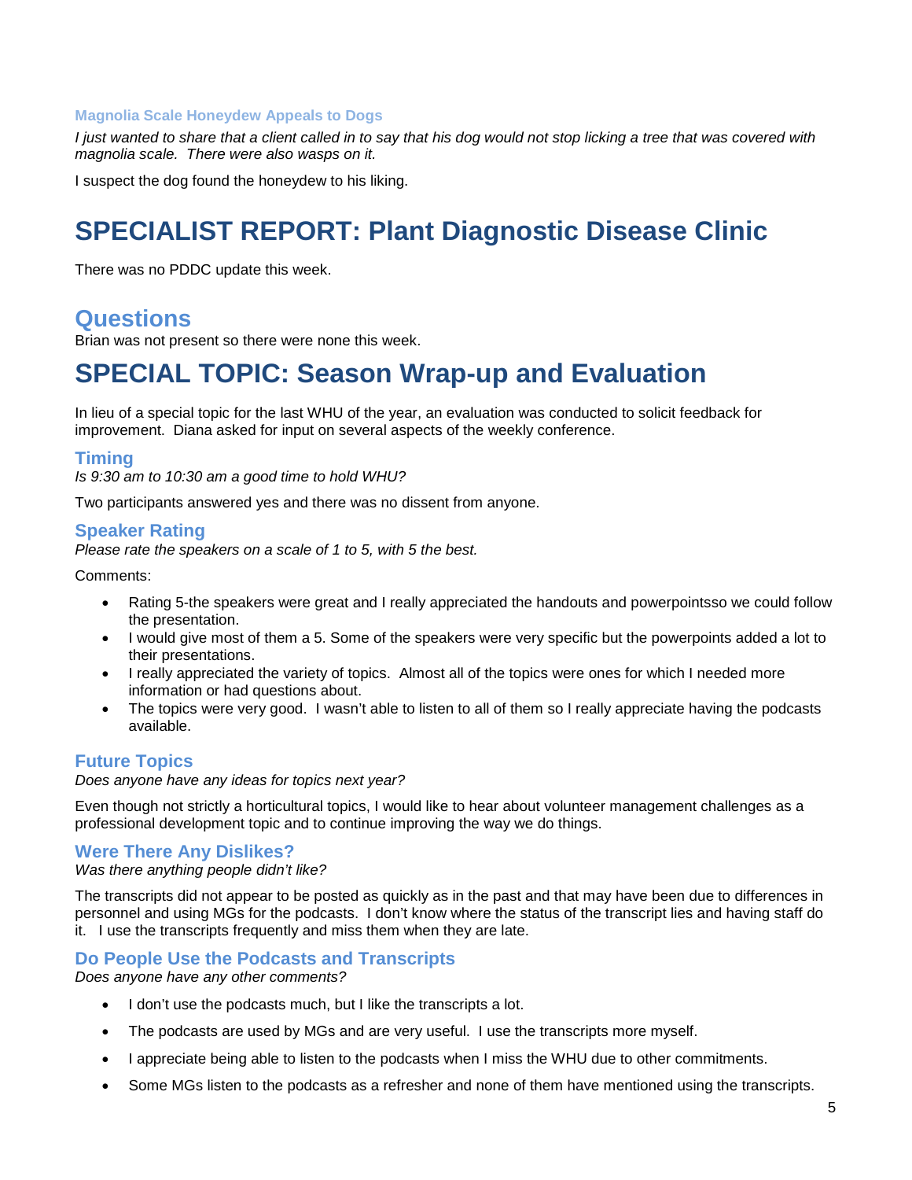### Magnolia Scale Honeydew Appeals to Dogs

*I just wanted to share that a client called in to say that his dog would not stop licking a tree that was covered with magnolia scale. There were also wasps on it.*

I suspect the dog found the honeydew to his liking.

# SPECIALIST REPORT: Plant Diagnostic Disease Clinic

There was no PDDC update this week.

## Questions

Brian was not present so there were none this week.

# SPECIAL TOPIC: Season Wrap-up and Evaluation

In lieu of a special topic for the last WHU of the year, an evaluation was conducted to solicit feedback for improvement. Diana asked for input on several aspects of the weekly conference.

### Timing

*Is 9:30 am to 10:30 am a good time to hold WHU?*

Two participants answered yes and there was no dissent from anyone.

### Speaker Rating

*Please rate the speakers on a scale of 1 to 5, with 5 the best.*

Comments:

- Rating 5-the speakers were great and I really appreciated the handouts and powerpointsso we could follow the presentation.
- I would give most of them a 5. Some of the speakers were very specific but the powerpoints added a lot to their presentations.
- I really appreciated the variety of topics. Almost all of the topics were ones for which I needed more information or had questions about.
- The topics were very good. I wasn't able to listen to all of them so I really appreciate having the podcasts available.

### Future Topics

*Does anyone have any ideas for topics next year?*

Even though not strictly a horticultural topics, I would like to hear about volunteer management challenges as a professional development topic and to continue improving the way we do things.

### Were There Any Dislikes?

*Was there anything people didn't like?*

The transcripts did not appear to be posted as quickly as in the past and that may have been due to differences in personnel and using MGs for the podcasts. I don't know where the status of the transcript lies and having staff do it. I use the transcripts frequently and miss them when they are late.

### Do People Use the Podcasts and Transcripts

*Does anyone have any other comments?*

- I don't use the podcasts much, but I like the transcripts a lot.
- The podcasts are used by MGs and are very useful. I use the transcripts more myself.
- I appreciate being able to listen to the podcasts when I miss the WHU due to other commitments.
- Some MGs listen to the podcasts as a refresher and none of them have mentioned using the transcripts.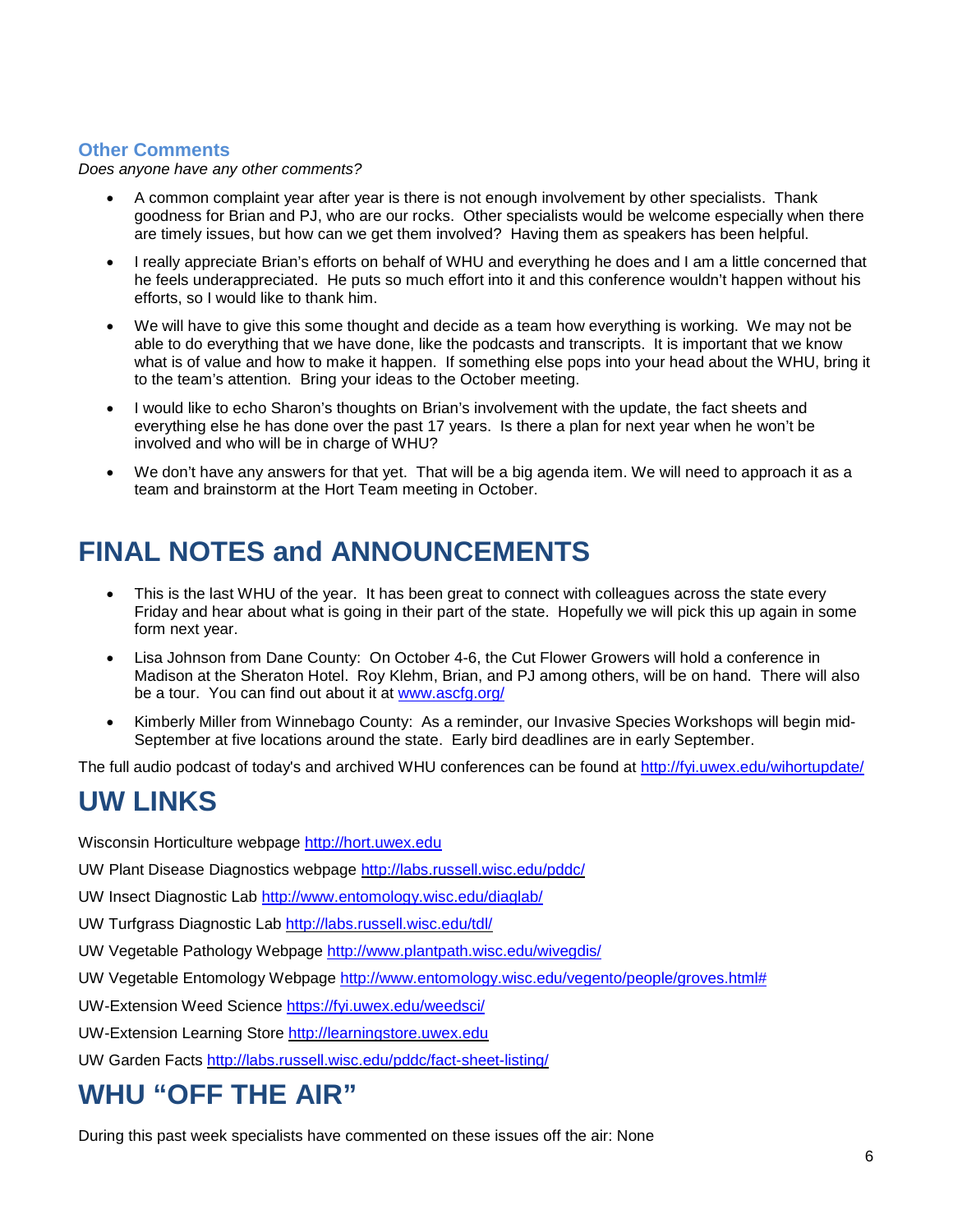### Other Comments

*Does anyone have any other comments?*

- A common complaint year after year is there is not enough involvement by other specialists. Thank goodness for Brian and PJ, who are our rocks. Other specialists would be welcome especially when there are timely issues, but how can we get them involved? Having them as speakers has been helpful.
- I really appreciate Brian's efforts on behalf of WHU and everything he does and I am a little concerned that he feels underappreciated. He puts so much effort into it and this conference wouldn't happen without his efforts, so I would like to thank him.
- We will have to give this some thought and decide as a team how everything is working. We may not be able to do everything that we have done, like the podcasts and transcripts. It is important that we know what is of value and how to make it happen. If something else pops into your head about the WHU, bring it to the team's attention. Bring your ideas to the October meeting.
- I would like to echo Sharon's thoughts on Brian's involvement with the update, the fact sheets and everything else he has done over the past 17 years. Is there a plan for next year when he won't be involved and who will be in charge of WHU?
- We don't have any answers for that yet. That will be a big agenda item. We will need to approach it as a team and brainstorm at the Hort Team meeting in October.

# FINAL NOTES and ANNOUNCEMENTS

- This is the last WHU of the year. It has been great to connect with colleagues across the state every Friday and hear about what is going in their part of the state. Hopefully we will pick this up again in some form next year.
- Lisa Johnson from Dane County: On October 4-6, the Cut Flower Growers will hold a conference in Madison at the Sheraton Hotel. Roy Klehm, Brian, and PJ among others, will be on hand. There will also be a tour. You can find out about it at www.ascfg.org/
- Kimberly Miller from Winnebago County: As a reminder, our Invasive Species Workshops will begin mid-September at five locations around the state. Early bird deadlines are in early September.

The full audio podcast of today's and archived WHU conferences can be found at http://fyi.uwex.edu/wihortupdate/

# UW LINKS

Wisconsin Horticulture webpage http://hort.uwex.edu

UW Plant Disease Diagnostics webpage http://labs.russell.wisc.edu/pddc/

UW Insect Diagnostic Lab http://www.entomology.wisc.edu/diaglab/

UW Turfgrass Diagnostic Lab http://labs.russell.wisc.edu/tdl/

UW Vegetable Pathology Webpage http://www.plantpath.wisc.edu/wivegdis/

UW Vegetable Entomology Webpage http://www.entomology.wisc.edu/vegento/people/groves.html#

UW-Extension Weed Science https://fyi.uwex.edu/weedsci/

UW-Extension Learning Store http://learningstore.uwex.edu

UW Garden Facts http://labs.russell.wisc.edu/pddc/fact-sheet-listing/

# WHU "OFF THE AIR"

During this past week specialists have commented on these issues off the air: None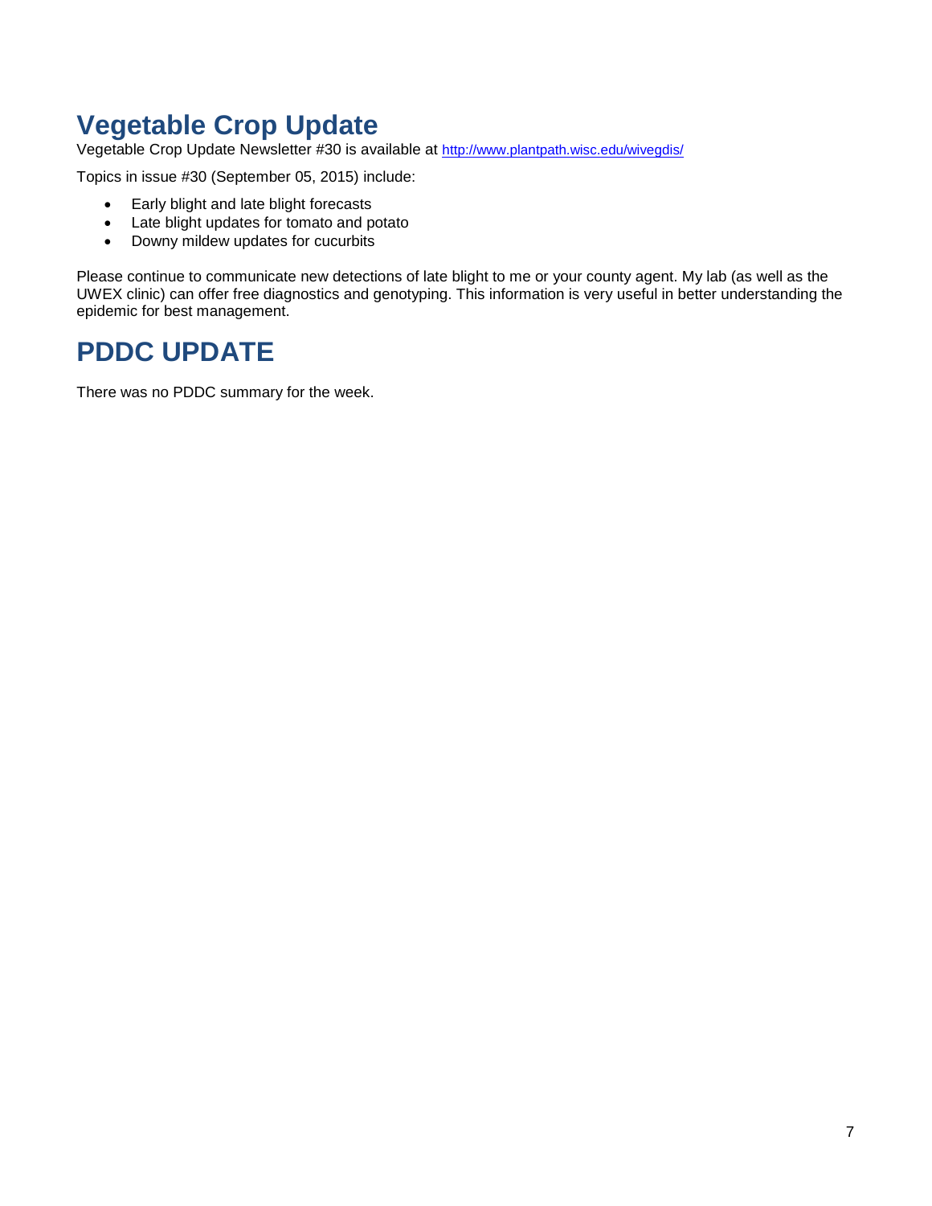# Vegetable Crop Update

Vegetable Crop Update Newsletter #30 is available at http://www.plantpath.wisc.edu/wivegdis/

Topics in issue #30 (September 05, 2015) include:

- Early blight and late blight forecasts
- Late blight updates for tomato and potato
- Downy mildew updates for cucurbits

Please continue to communicate new detections of late blight to me or your county agent. My lab (as well as the UWEX clinic) can offer free diagnostics and genotyping. This information is very useful in better understanding the epidemic for best management.

# PDDC UPDATE

There was no PDDC summary for the week.